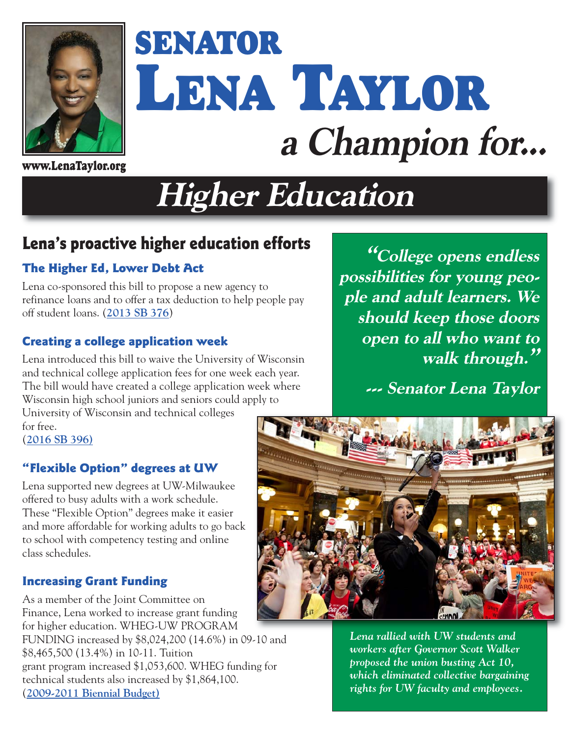# SENATOR LENA TAYLOR

## a Champion for...

www.LenaTaylor.org

# Higher Education

## Lena's proactive higher education efforts

### The Higher Ed, Lower Debt Act

Lena co-sponsored this bill to propose a new agency to refinance loans and to offer a tax deduction to help people pay off student loans. (2013 SB 376)

### Creating a college application week

Lena introduced this bill to waive the University of Wisconsin and technical college application fees for one week each year. The bill would have created a college application week where Wisconsin high school juniors and seniors could apply to University of Wisconsin and technical colleges for free.
(2016 SB 396)

### "Flexible Option" degrees at UW

Lena supported new degrees at UW-Milwaukee offered to busy adults with a work schedule. These "Flexible Option" degrees make it easier and more affordable for working adults to go back to school with competency testing and online class schedules.

### Increasing Grant Funding

As a member of the Joint Committee on Finance, Lena worked to increase grant funding for higher education. WHEG-UW PROGRAM FUNDING increased by $8,024,200 (14.6%) in 09-10 and $8,465,500 (13.4%) in 10-11. Tuition grant program increased $1,053,600. WHEG funding for technical students also increased by $1,864,100.
(2009-2011 Biennial Budget)

***"College opens endless possibilities for young people and adult learners. We should keep those doors open to all who want to walk through."***

***--- Senator Lena Taylor***

*Lena rallied with UW students and workers after Governor Scott Walker proposed the union busting Act 10, which eliminated collective bargaining rights for UW faculty and employees.*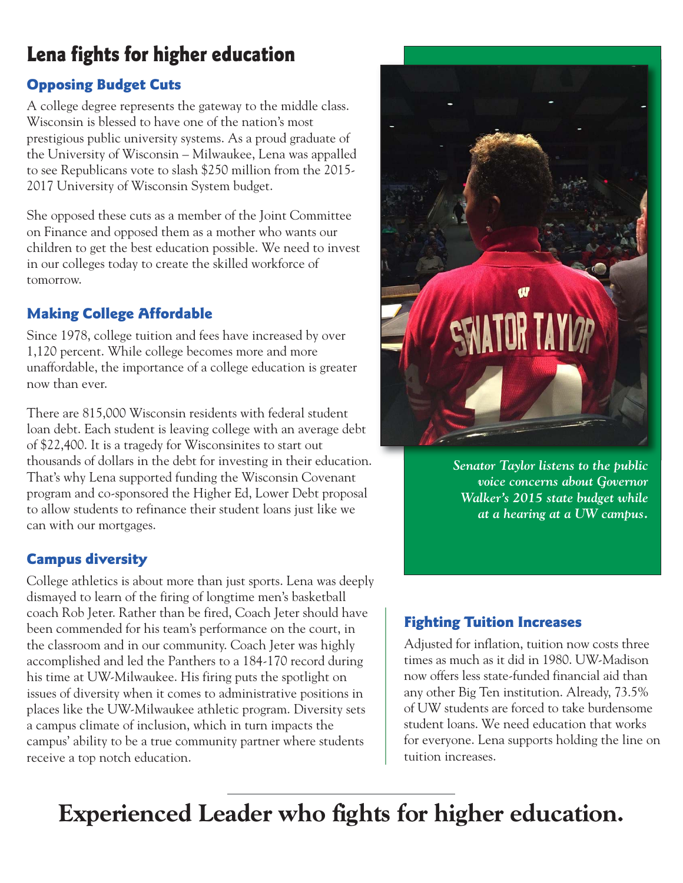# Lena fights for higher education

## Opposing Budget Cuts

A college degree represents the gateway to the middle class. Wisconsin is blessed to have one of the nation's most prestigious public university systems. As a proud graduate of the University of Wisconsin – Milwaukee, Lena was appalled to see Republicans vote to slash $250 million from the 2015-2017 University of Wisconsin System budget.

She opposed these cuts as a member of the Joint Committee on Finance and opposed them as a mother who wants our children to get the best education possible. We need to invest in our colleges today to create the skilled workforce of tomorrow.

## Making College Affordable

Since 1978, college tuition and fees have increased by over 1,120 percent. While college becomes more and more unaffordable, the importance of a college education is greater now than ever.

There are 815,000 Wisconsin residents with federal student loan debt. Each student is leaving college with an average debt of $22,400. It is a tragedy for Wisconsinites to start out thousands of dollars in the debt for investing in their education. That's why Lena supported funding the Wisconsin Covenant program and co-sponsored the Higher Ed, Lower Debt proposal to allow students to refinance their student loans just like we can with our mortgages.

## Campus diversity

College athletics is about more than just sports. Lena was deeply dismayed to learn of the firing of longtime men's basketball coach Rob Jeter. Rather than be fired, Coach Jeter should have been commended for his team's performance on the court, in the classroom and in our community. Coach Jeter was highly accomplished and led the Panthers to a 184-170 record during his time at UW-Milwaukee. His firing puts the spotlight on issues of diversity when it comes to administrative positions in places like the UW-Milwaukee athletic program. Diversity sets a campus climate of inclusion, which in turn impacts the campus' ability to be a true community partner where students receive a top notch education.

*Senator Taylor listens to the public voice concerns about Governor Walker's 2015 state budget while at a hearing at a UW campus.*

## Fighting Tuition Increases

Adjusted for inflation, tuition now costs three times as much as it did in 1980. UW-Madison now offers less state-funded financial aid than any other Big Ten institution. Already, 73.5% of UW students are forced to take burdensome student loans. We need education that works for everyone. Lena supports holding the line on tuition increases.

**Experienced Leader who fights for higher education.**